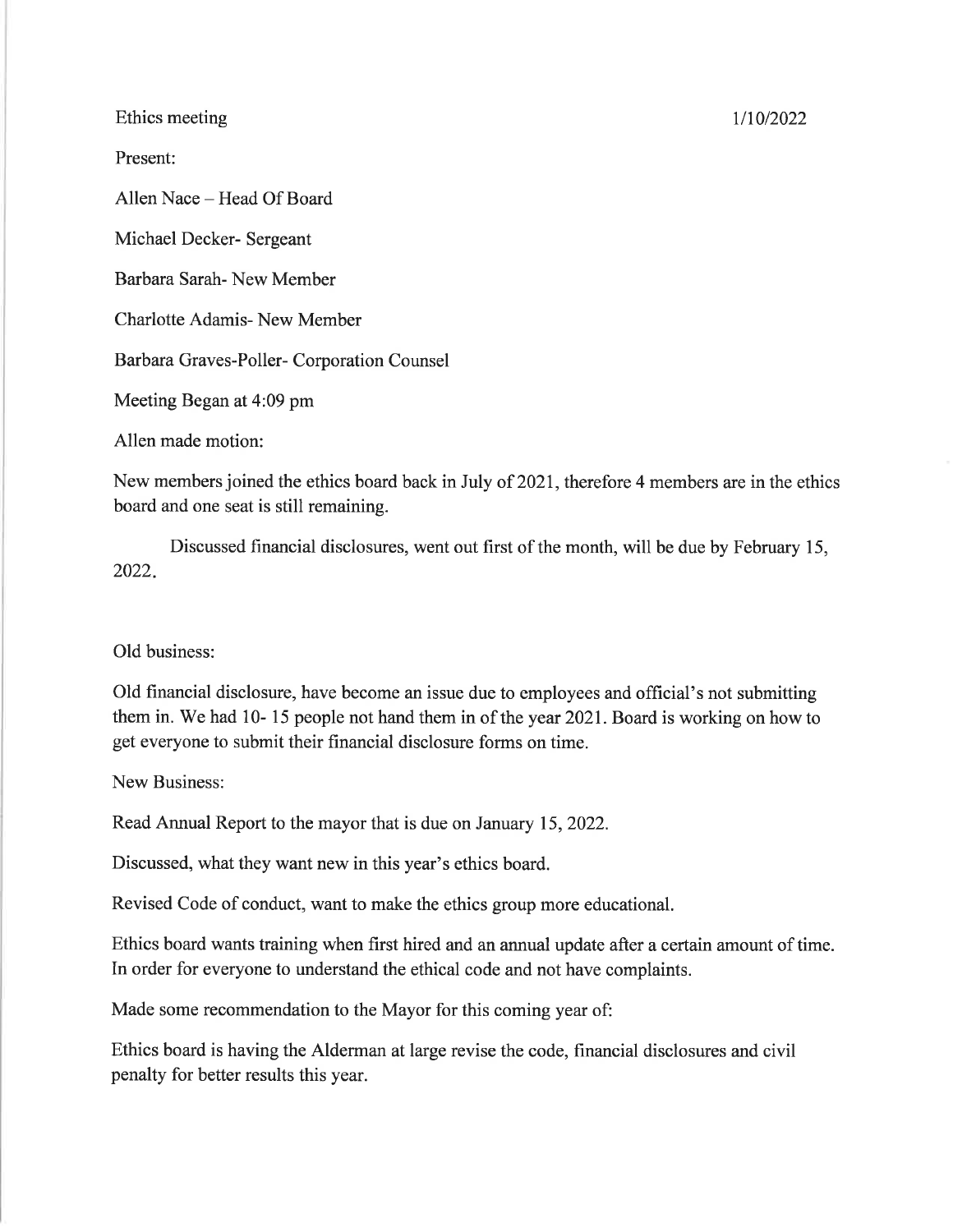Ethics meeting 1/10/2022

Present:

Allen Nace – Head Of Board

Michael Decker- Sergeant

Barbara Sarah- New Member

Charlotte Adamis- New Member

Barbara Graves-Poller- Corporation Counsel

Meeting Began at 4:09 pm

Allen made motion:

New members joined the ethics board back in July of 2021, therefore 4 members are in the ethics board and one seat is still remaining.

Discussed financial disclosures, went out first of the month, will be due by February 15, 2022.

Old business:

Old financial disclosure, have become an issue due to employees and official's not submitting them in. We had 10- 15 people not hand them in of the year 2021. Board is working on how to get everyone to submit their financial disclosure forms on time.

New Business:

Read Annual Report to the mayor that is due on January 15, 2022.

Discussed, what they want new in this year's ethics board.

Revised Code of conduct, want to make the ethics group more educational.

Ethics board wants training when first hired and an annual update after a certain amount of time. In order for everyone to understand the ethical code and not have complaints.

Made some recommendation to the Mayor for this coming year of:

Ethics board is having the Alderman at large revise the code, financial disclosures and civil penalty for better results this year.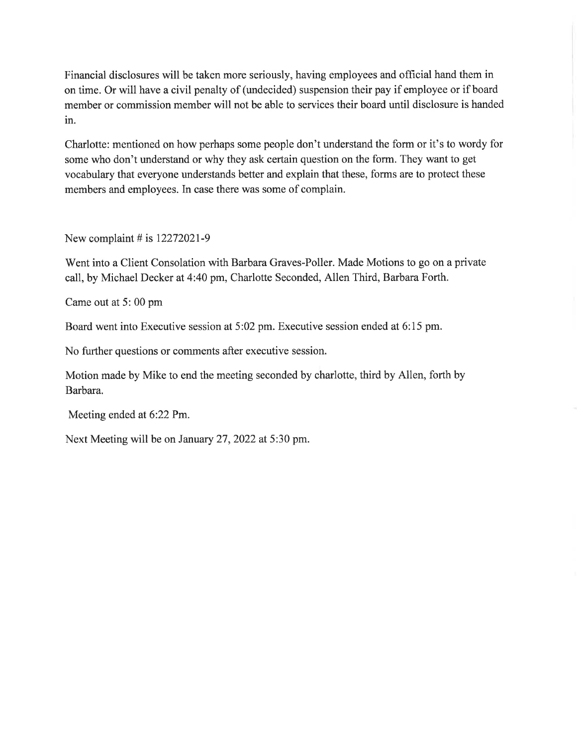Financial disclosures will be taken more seriously, having employees and official hand them in on time. Or will have a civil penalty of (undecided) suspension their pay if employee or if board member or commission member will not be able to services their board until disclosure is handed in.

Charlotte: mentioned on how perhaps some people don't understand the form or it's to wordy for some who don't understand or why they ask certain question on the form. They want to get vocabulary that everyone understands better and explain that these, forms are to protect these members and employees. In case there was some of complain.

New complaint # is 12272021-9

Went into a Client Consolation with Barbara Graves-Poller. Made Motions to go on a private call, by Michael Decker at 4:40 pm, Charlotte Seconded, Allen Third, Barbara Forth.

Came out at 5: 00 pm

Board went into Executive session at 5:02 pm. Executive session ended at 6:15 pm.

No further questions or comments after executive session.

Motion made by Mike to end the meeting seconded by charlotte, third by Allen, forth by Barbara.

Meeting ended at 6:22 Pm.

Next Meeting will be on January 27, 2022 at 5:30 pm.